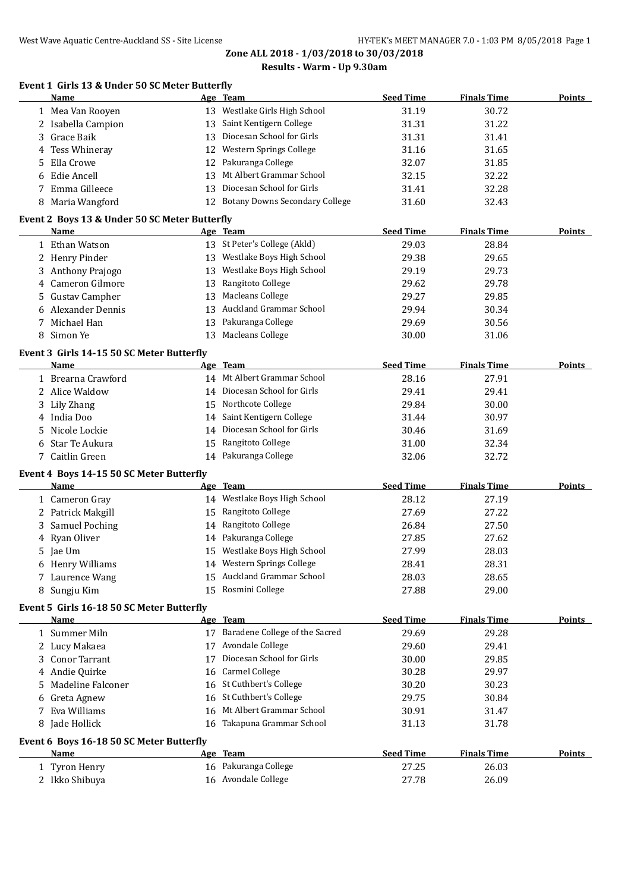**Zone ALL 2018 - 1/03/2018 to 30/03/2018**

**Results - Warm - Up 9.30am**

### Event 1 Girls 13 & Under 50 SC Meter Butterfly

| | Name | Age | Team | Seed Time | Finals Time | Points |
|---|---|---|---|---|---|---|
| 1 | Mea Van Rooyen | 13 | Westlake Girls High School | 31.19 | 30.72 | |
| 2 | Isabella Campion | 13 | Saint Kentigern College | 31.31 | 31.22 | |
| 3 | Grace Baik | 13 | Diocesan School for Girls | 31.31 | 31.41 | |
| 4 | Tess Whineray | 12 | Western Springs College | 31.16 | 31.65 | |
| 5 | Ella Crowe | 12 | Pakuranga College | 32.07 | 31.85 | |
| 6 | Edie Ancell | 13 | Mt Albert Grammar School | 32.15 | 32.22 | |
| 7 | Emma Gilleece | 13 | Diocesan School for Girls | 31.41 | 32.28 | |
| 8 | Maria Wangford | 12 | Botany Downs Secondary College | 31.60 | 32.43 | |

### Event 2 Boys 13 & Under 50 SC Meter Butterfly

| | Name | Age | Team | Seed Time | Finals Time | Points |
|---|---|---|---|---|---|---|
| 1 | Ethan Watson | 13 | St Peter's College (Akld) | 29.03 | 28.84 | |
| 2 | Henry Pinder | 13 | Westlake Boys High School | 29.38 | 29.65 | |
| 3 | Anthony Prajogo | 13 | Westlake Boys High School | 29.19 | 29.73 | |
| 4 | Cameron Gilmore | 13 | Rangitoto College | 29.62 | 29.78 | |
| 5 | Gustav Campher | 13 | Macleans College | 29.27 | 29.85 | |
| 6 | Alexander Dennis | 13 | Auckland Grammar School | 29.94 | 30.34 | |
| 7 | Michael Han | 13 | Pakuranga College | 29.69 | 30.56 | |
| 8 | Simon Ye | 13 | Macleans College | 30.00 | 31.06 | |

### Event 3 Girls 14-15 50 SC Meter Butterfly

| | Name | Age | Team | Seed Time | Finals Time | Points |
|---|---|---|---|---|---|---|
| 1 | Brearna Crawford | 14 | Mt Albert Grammar School | 28.16 | 27.91 | |
| 2 | Alice Waldow | 14 | Diocesan School for Girls | 29.41 | 29.41 | |
| 3 | Lily Zhang | 15 | Northcote College | 29.84 | 30.00 | |
| 4 | India Doo | 14 | Saint Kentigern College | 31.44 | 30.97 | |
| 5 | Nicole Lockie | 14 | Diocesan School for Girls | 30.46 | 31.69 | |
| 6 | Star Te Aukura | 15 | Rangitoto College | 31.00 | 32.34 | |
| 7 | Caitlin Green | 14 | Pakuranga College | 32.06 | 32.72 | |

### Event 4 Boys 14-15 50 SC Meter Butterfly

| | Name | Age | Team | Seed Time | Finals Time | Points |
|---|---|---|---|---|---|---|
| 1 | Cameron Gray | 14 | Westlake Boys High School | 28.12 | 27.19 | |
| 2 | Patrick Makgill | 15 | Rangitoto College | 27.69 | 27.22 | |
| 3 | Samuel Poching | 14 | Rangitoto College | 26.84 | 27.50 | |
| 4 | Ryan Oliver | 14 | Pakuranga College | 27.85 | 27.62 | |
| 5 | Jae Um | 15 | Westlake Boys High School | 27.99 | 28.03 | |
| 6 | Henry Williams | 14 | Western Springs College | 28.41 | 28.31 | |
| 7 | Laurence Wang | 15 | Auckland Grammar School | 28.03 | 28.65 | |
| 8 | Sungju Kim | 15 | Rosmini College | 27.88 | 29.00 | |

### Event 5 Girls 16-18 50 SC Meter Butterfly

| | Name | Age | Team | Seed Time | Finals Time | Points |
|---|---|---|---|---|---|---|
| 1 | Summer Miln | 17 | Baradene College of the Sacred | 29.69 | 29.28 | |
| 2 | Lucy Makaea | 17 | Avondale College | 29.60 | 29.41 | |
| 3 | Conor Tarrant | 17 | Diocesan School for Girls | 30.00 | 29.85 | |
| 4 | Andie Quirke | 16 | Carmel College | 30.28 | 29.97 | |
| 5 | Madeline Falconer | 16 | St Cuthbert's College | 30.20 | 30.23 | |
| 6 | Greta Agnew | 16 | St Cuthbert's College | 29.75 | 30.84 | |
| 7 | Eva Williams | 16 | Mt Albert Grammar School | 30.91 | 31.47 | |
| 8 | Jade Hollick | 16 | Takapuna Grammar School | 31.13 | 31.78 | |

### Event 6 Boys 16-18 50 SC Meter Butterfly

| | Name | Age | Team | Seed Time | Finals Time | Points |
|---|---|---|---|---|---|---|
| 1 | Tyron Henry | 16 | Pakuranga College | 27.25 | 26.03 | |
| 2 | Ikko Shibuya | 16 | Avondale College | 27.78 | 26.09 | |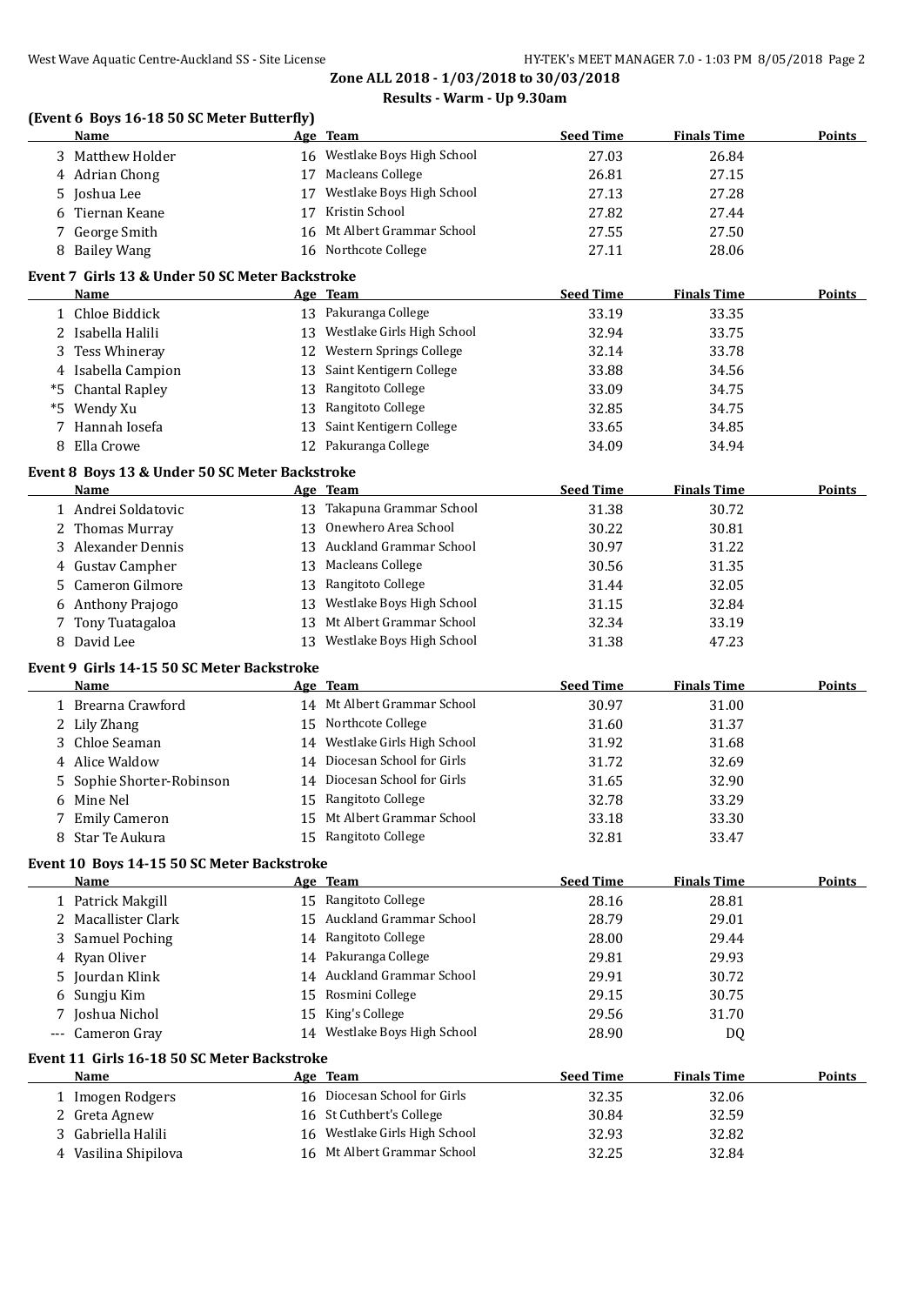**Zone ALL 2018 - 1/03/2018 to 30/03/2018**

**Results - Warm - Up 9.30am**

### (Event 6 Boys 16-18 50 SC Meter Butterfly)

| | Name | Age | Team | Seed Time | Finals Time | Points |
|---|---|---|---|---|---|---|
| 3 | Matthew Holder | 16 | Westlake Boys High School | 27.03 | 26.84 | |
| 4 | Adrian Chong | 17 | Macleans College | 26.81 | 27.15 | |
| 5 | Joshua Lee | 17 | Westlake Boys High School | 27.13 | 27.28 | |
| 6 | Tiernan Keane | 17 | Kristin School | 27.82 | 27.44 | |
| 7 | George Smith | 16 | Mt Albert Grammar School | 27.55 | 27.50 | |
| 8 | Bailey Wang | 16 | Northcote College | 27.11 | 28.06 | |

### Event 7 Girls 13 & Under 50 SC Meter Backstroke

| | Name | Age | Team | Seed Time | Finals Time | Points |
|---|---|---|---|---|---|---|
| 1 | Chloe Biddick | 13 | Pakuranga College | 33.19 | 33.35 | |
| 2 | Isabella Halili | 13 | Westlake Girls High School | 32.94 | 33.75 | |
| 3 | Tess Whineray | 12 | Western Springs College | 32.14 | 33.78 | |
| 4 | Isabella Campion | 13 | Saint Kentigern College | 33.88 | 34.56 | |
| *5 | Chantal Rapley | 13 | Rangitoto College | 33.09 | 34.75 | |
| *5 | Wendy Xu | 13 | Rangitoto College | 32.85 | 34.75 | |
| 7 | Hannah Iosefa | 13 | Saint Kentigern College | 33.65 | 34.85 | |
| 8 | Ella Crowe | 12 | Pakuranga College | 34.09 | 34.94 | |

### Event 8 Boys 13 & Under 50 SC Meter Backstroke

| | Name | Age | Team | Seed Time | Finals Time | Points |
|---|---|---|---|---|---|---|
| 1 | Andrei Soldatovic | 13 | Takapuna Grammar School | 31.38 | 30.72 | |
| 2 | Thomas Murray | 13 | Onewhero Area School | 30.22 | 30.81 | |
| 3 | Alexander Dennis | 13 | Auckland Grammar School | 30.97 | 31.22 | |
| 4 | Gustav Campher | 13 | Macleans College | 30.56 | 31.35 | |
| 5 | Cameron Gilmore | 13 | Rangitoto College | 31.44 | 32.05 | |
| 6 | Anthony Prajogo | 13 | Westlake Boys High School | 31.15 | 32.84 | |
| 7 | Tony Tuatagaloa | 13 | Mt Albert Grammar School | 32.34 | 33.19 | |
| 8 | David Lee | 13 | Westlake Boys High School | 31.38 | 47.23 | |

### Event 9 Girls 14-15 50 SC Meter Backstroke

| | Name | Age | Team | Seed Time | Finals Time | Points |
|---|---|---|---|---|---|---|
| 1 | Brearna Crawford | 14 | Mt Albert Grammar School | 30.97 | 31.00 | |
| 2 | Lily Zhang | 15 | Northcote College | 31.60 | 31.37 | |
| 3 | Chloe Seaman | 14 | Westlake Girls High School | 31.92 | 31.68 | |
| 4 | Alice Waldow | 14 | Diocesan School for Girls | 31.72 | 32.69 | |
| 5 | Sophie Shorter-Robinson | 14 | Diocesan School for Girls | 31.65 | 32.90 | |
| 6 | Mine Nel | 15 | Rangitoto College | 32.78 | 33.29 | |
| 7 | Emily Cameron | 15 | Mt Albert Grammar School | 33.18 | 33.30 | |
| 8 | Star Te Aukura | 15 | Rangitoto College | 32.81 | 33.47 | |

### Event 10 Boys 14-15 50 SC Meter Backstroke

| | Name | Age | Team | Seed Time | Finals Time | Points |
|---|---|---|---|---|---|---|
| 1 | Patrick Makgill | 15 | Rangitoto College | 28.16 | 28.81 | |
| 2 | Macallister Clark | 15 | Auckland Grammar School | 28.79 | 29.01 | |
| 3 | Samuel Poching | 14 | Rangitoto College | 28.00 | 29.44 | |
| 4 | Ryan Oliver | 14 | Pakuranga College | 29.81 | 29.93 | |
| 5 | Jourdan Klink | 14 | Auckland Grammar School | 29.91 | 30.72 | |
| 6 | Sungju Kim | 15 | Rosmini College | 29.15 | 30.75 | |
| 7 | Joshua Nichol | 15 | King's College | 29.56 | 31.70 | |
| --- | Cameron Gray | 14 | Westlake Boys High School | 28.90 | DQ | |

### Event 11 Girls 16-18 50 SC Meter Backstroke

| | Name | Age | Team | Seed Time | Finals Time | Points |
|---|---|---|---|---|---|---|
| 1 | Imogen Rodgers | 16 | Diocesan School for Girls | 32.35 | 32.06 | |
| 2 | Greta Agnew | 16 | St Cuthbert's College | 30.84 | 32.59 | |
| 3 | Gabriella Halili | 16 | Westlake Girls High School | 32.93 | 32.82 | |
| 4 | Vasilina Shipilova | 16 | Mt Albert Grammar School | 32.25 | 32.84 | |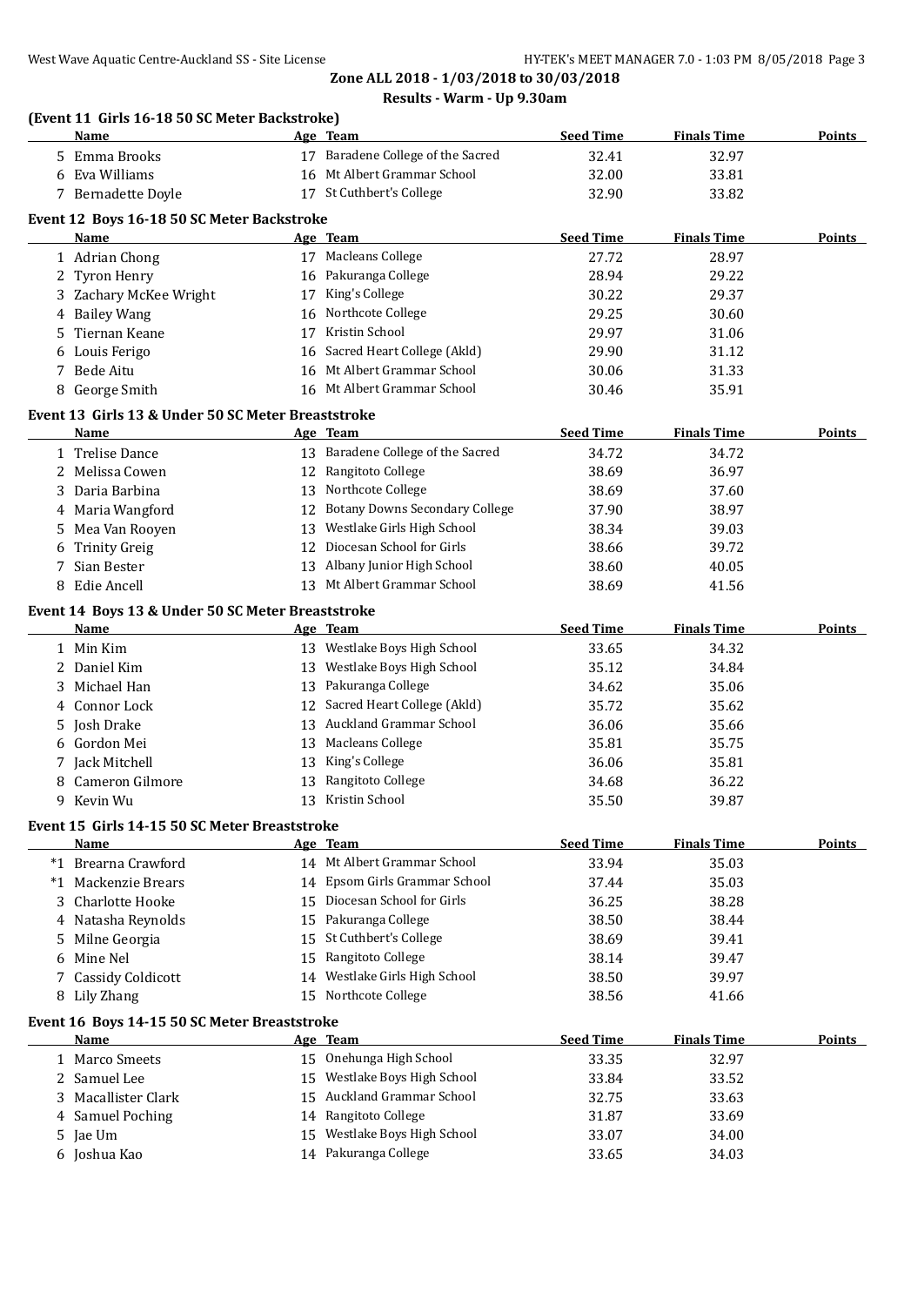**Zone ALL 2018 - 1/03/2018 to 30/03/2018**

**Results - Warm - Up 9.30am**

### (Event 11 Girls 16-18 50 SC Meter Backstroke)

| | Name | Age | Team | Seed Time | Finals Time | Points |
|---|---|---|---|---|---|---|
| 5 | Emma Brooks | 17 | Baradene College of the Sacred | 32.41 | 32.97 | |
| 6 | Eva Williams | 16 | Mt Albert Grammar School | 32.00 | 33.81 | |
| 7 | Bernadette Doyle | 17 | St Cuthbert's College | 32.90 | 33.82 | |

### Event 12 Boys 16-18 50 SC Meter Backstroke

| | Name | Age | Team | Seed Time | Finals Time | Points |
|---|---|---|---|---|---|---|
| 1 | Adrian Chong | 17 | Macleans College | 27.72 | 28.97 | |
| 2 | Tyron Henry | 16 | Pakuranga College | 28.94 | 29.22 | |
| 3 | Zachary McKee Wright | 17 | King's College | 30.22 | 29.37 | |
| 4 | Bailey Wang | 16 | Northcote College | 29.25 | 30.60 | |
| 5 | Tiernan Keane | 17 | Kristin School | 29.97 | 31.06 | |
| 6 | Louis Ferigo | 16 | Sacred Heart College (Akld) | 29.90 | 31.12 | |
| 7 | Bede Aitu | 16 | Mt Albert Grammar School | 30.06 | 31.33 | |
| 8 | George Smith | 16 | Mt Albert Grammar School | 30.46 | 35.91 | |

### Event 13 Girls 13 & Under 50 SC Meter Breaststroke

| | Name | Age | Team | Seed Time | Finals Time | Points |
|---|---|---|---|---|---|---|
| 1 | Trelise Dance | 13 | Baradene College of the Sacred | 34.72 | 34.72 | |
| 2 | Melissa Cowen | 12 | Rangitoto College | 38.69 | 36.97 | |
| 3 | Daria Barbina | 13 | Northcote College | 38.69 | 37.60 | |
| 4 | Maria Wangford | 12 | Botany Downs Secondary College | 37.90 | 38.97 | |
| 5 | Mea Van Rooyen | 13 | Westlake Girls High School | 38.34 | 39.03 | |
| 6 | Trinity Greig | 12 | Diocesan School for Girls | 38.66 | 39.72 | |
| 7 | Sian Bester | 13 | Albany Junior High School | 38.60 | 40.05 | |
| 8 | Edie Ancell | 13 | Mt Albert Grammar School | 38.69 | 41.56 | |

### Event 14 Boys 13 & Under 50 SC Meter Breaststroke

| | Name | Age | Team | Seed Time | Finals Time | Points |
|---|---|---|---|---|---|---|
| 1 | Min Kim | 13 | Westlake Boys High School | 33.65 | 34.32 | |
| 2 | Daniel Kim | 13 | Westlake Boys High School | 35.12 | 34.84 | |
| 3 | Michael Han | 13 | Pakuranga College | 34.62 | 35.06 | |
| 4 | Connor Lock | 12 | Sacred Heart College (Akld) | 35.72 | 35.62 | |
| 5 | Josh Drake | 13 | Auckland Grammar School | 36.06 | 35.66 | |
| 6 | Gordon Mei | 13 | Macleans College | 35.81 | 35.75 | |
| 7 | Jack Mitchell | 13 | King's College | 36.06 | 35.81 | |
| 8 | Cameron Gilmore | 13 | Rangitoto College | 34.68 | 36.22 | |
| 9 | Kevin Wu | 13 | Kristin School | 35.50 | 39.87 | |

### Event 15 Girls 14-15 50 SC Meter Breaststroke

| | Name | Age | Team | Seed Time | Finals Time | Points |
|---|---|---|---|---|---|---|
| *1 | Brearna Crawford | 14 | Mt Albert Grammar School | 33.94 | 35.03 | |
| *1 | Mackenzie Brears | 14 | Epsom Girls Grammar School | 37.44 | 35.03 | |
| 3 | Charlotte Hooke | 15 | Diocesan School for Girls | 36.25 | 38.28 | |
| 4 | Natasha Reynolds | 15 | Pakuranga College | 38.50 | 38.44 | |
| 5 | Milne Georgia | 15 | St Cuthbert's College | 38.69 | 39.41 | |
| 6 | Mine Nel | 15 | Rangitoto College | 38.14 | 39.47 | |
| 7 | Cassidy Coldicott | 14 | Westlake Girls High School | 38.50 | 39.97 | |
| 8 | Lily Zhang | 15 | Northcote College | 38.56 | 41.66 | |

### Event 16 Boys 14-15 50 SC Meter Breaststroke

| | Name | Age | Team | Seed Time | Finals Time | Points |
|---|---|---|---|---|---|---|
| 1 | Marco Smeets | 15 | Onehunga High School | 33.35 | 32.97 | |
| 2 | Samuel Lee | 15 | Westlake Boys High School | 33.84 | 33.52 | |
| 3 | Macallister Clark | 15 | Auckland Grammar School | 32.75 | 33.63 | |
| 4 | Samuel Poching | 14 | Rangitoto College | 31.87 | 33.69 | |
| 5 | Jae Um | 15 | Westlake Boys High School | 33.07 | 34.00 | |
| 6 | Joshua Kao | 14 | Pakuranga College | 33.65 | 34.03 | |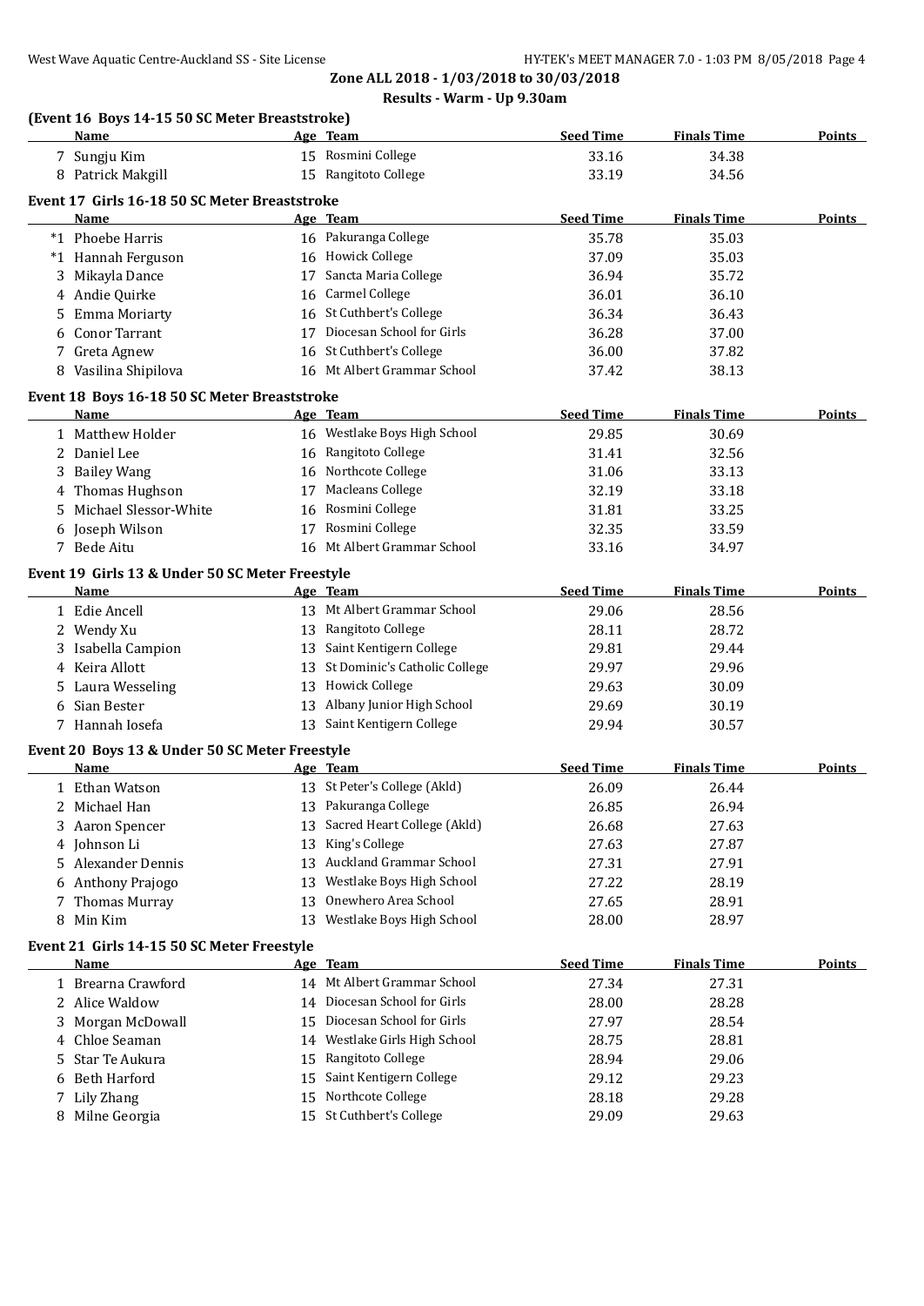## Zone ALL 2018 - 1/03/2018 to 30/03/2018

### Results - Warm - Up 9.30am

### (Event 16 Boys 14-15 50 SC Meter Breaststroke)

| | Name | Age | Team | Seed Time | Finals Time | Points |
|---|---|---|---|---|---|---|
| 7 | Sungju Kim | 15 | Rosmini College | 33.16 | 34.38 | |
| 8 | Patrick Makgill | 15 | Rangitoto College | 33.19 | 34.56 | |

### Event 17 Girls 16-18 50 SC Meter Breaststroke

| | Name | Age | Team | Seed Time | Finals Time | Points |
|---|---|---|---|---|---|---|
| *1 | Phoebe Harris | 16 | Pakuranga College | 35.78 | 35.03 | |
| *1 | Hannah Ferguson | 16 | Howick College | 37.09 | 35.03 | |
| 3 | Mikayla Dance | 17 | Sancta Maria College | 36.94 | 35.72 | |
| 4 | Andie Quirke | 16 | Carmel College | 36.01 | 36.10 | |
| 5 | Emma Moriarty | 16 | St Cuthbert's College | 36.34 | 36.43 | |
| 6 | Conor Tarrant | 17 | Diocesan School for Girls | 36.28 | 37.00 | |
| 7 | Greta Agnew | 16 | St Cuthbert's College | 36.00 | 37.82 | |
| 8 | Vasilina Shipilova | 16 | Mt Albert Grammar School | 37.42 | 38.13 | |

### Event 18 Boys 16-18 50 SC Meter Breaststroke

| | Name | Age | Team | Seed Time | Finals Time | Points |
|---|---|---|---|---|---|---|
| 1 | Matthew Holder | 16 | Westlake Boys High School | 29.85 | 30.69 | |
| 2 | Daniel Lee | 16 | Rangitoto College | 31.41 | 32.56 | |
| 3 | Bailey Wang | 16 | Northcote College | 31.06 | 33.13 | |
| 4 | Thomas Hughson | 17 | Macleans College | 32.19 | 33.18 | |
| 5 | Michael Slessor-White | 16 | Rosmini College | 31.81 | 33.25 | |
| 6 | Joseph Wilson | 17 | Rosmini College | 32.35 | 33.59 | |
| 7 | Bede Aitu | 16 | Mt Albert Grammar School | 33.16 | 34.97 | |

### Event 19 Girls 13 & Under 50 SC Meter Freestyle

| | Name | Age | Team | Seed Time | Finals Time | Points |
|---|---|---|---|---|---|---|
| 1 | Edie Ancell | 13 | Mt Albert Grammar School | 29.06 | 28.56 | |
| 2 | Wendy Xu | 13 | Rangitoto College | 28.11 | 28.72 | |
| 3 | Isabella Campion | 13 | Saint Kentigern College | 29.81 | 29.44 | |
| 4 | Keira Allott | 13 | St Dominic's Catholic College | 29.97 | 29.96 | |
| 5 | Laura Wesseling | 13 | Howick College | 29.63 | 30.09 | |
| 6 | Sian Bester | 13 | Albany Junior High School | 29.69 | 30.19 | |
| 7 | Hannah Iosefa | 13 | Saint Kentigern College | 29.94 | 30.57 | |

### Event 20 Boys 13 & Under 50 SC Meter Freestyle

| | Name | Age | Team | Seed Time | Finals Time | Points |
|---|---|---|---|---|---|---|
| 1 | Ethan Watson | 13 | St Peter's College (Akld) | 26.09 | 26.44 | |
| 2 | Michael Han | 13 | Pakuranga College | 26.85 | 26.94 | |
| 3 | Aaron Spencer | 13 | Sacred Heart College (Akld) | 26.68 | 27.63 | |
| 4 | Johnson Li | 13 | King's College | 27.63 | 27.87 | |
| 5 | Alexander Dennis | 13 | Auckland Grammar School | 27.31 | 27.91 | |
| 6 | Anthony Prajogo | 13 | Westlake Boys High School | 27.22 | 28.19 | |
| 7 | Thomas Murray | 13 | Onewhero Area School | 27.65 | 28.91 | |
| 8 | Min Kim | 13 | Westlake Boys High School | 28.00 | 28.97 | |

### Event 21 Girls 14-15 50 SC Meter Freestyle

| | Name | Age | Team | Seed Time | Finals Time | Points |
|---|---|---|---|---|---|---|
| 1 | Brearna Crawford | 14 | Mt Albert Grammar School | 27.34 | 27.31 | |
| 2 | Alice Waldow | 14 | Diocesan School for Girls | 28.00 | 28.28 | |
| 3 | Morgan McDowall | 15 | Diocesan School for Girls | 27.97 | 28.54 | |
| 4 | Chloe Seaman | 14 | Westlake Girls High School | 28.75 | 28.81 | |
| 5 | Star Te Aukura | 15 | Rangitoto College | 28.94 | 29.06 | |
| 6 | Beth Harford | 15 | Saint Kentigern College | 29.12 | 29.23 | |
| 7 | Lily Zhang | 15 | Northcote College | 28.18 | 29.28 | |
| 8 | Milne Georgia | 15 | St Cuthbert's College | 29.09 | 29.63 | |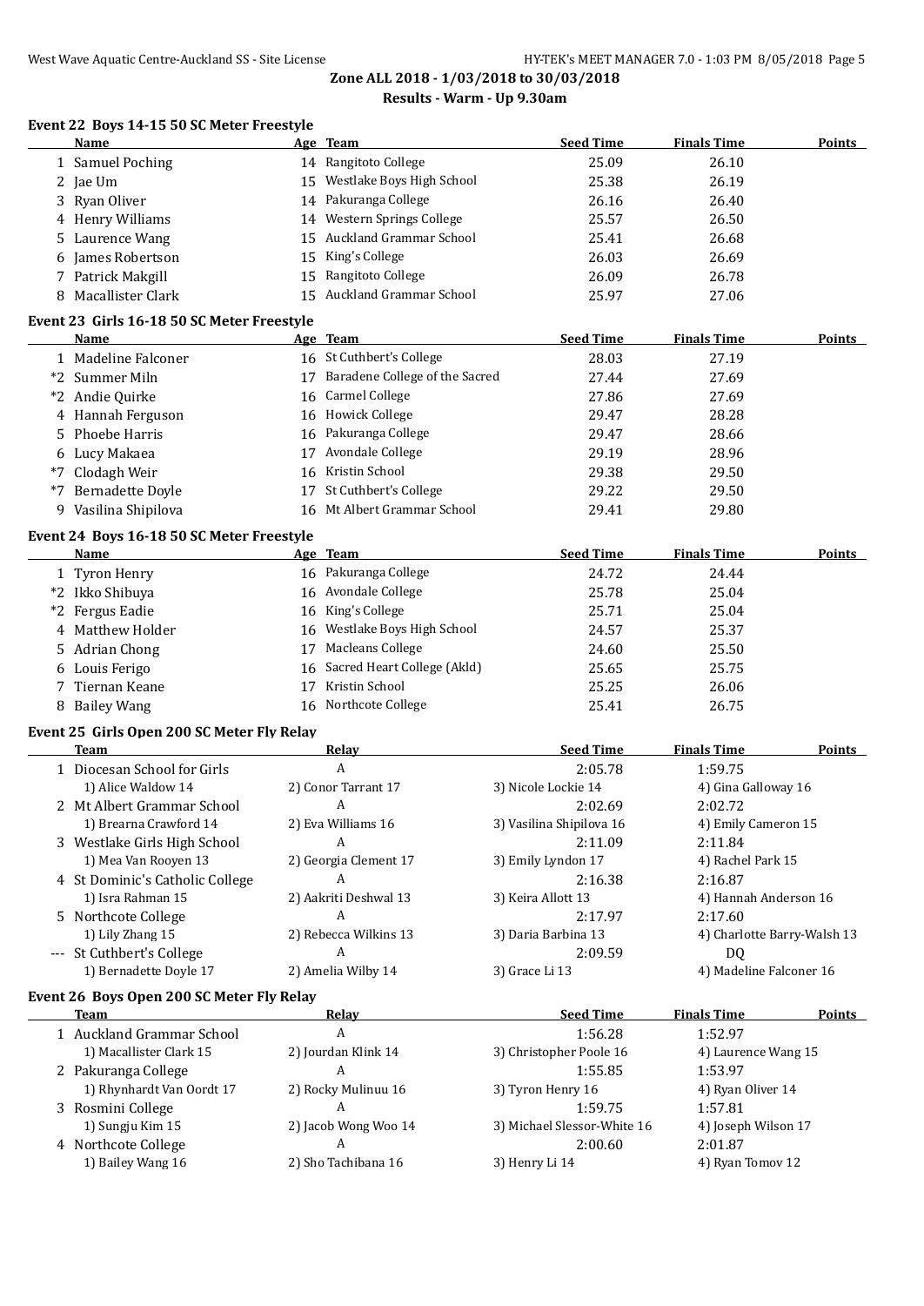**Zone ALL 2018 - 1/03/2018 to 30/03/2018**

**Results - Warm - Up 9.30am**

### Event 22 Boys 14-15 50 SC Meter Freestyle

| | Name | Age | Team | Seed Time | Finals Time | Points |
|---|---|---|---|---|---|---|
| 1 | Samuel Poching | 14 | Rangitoto College | 25.09 | 26.10 | |
| 2 | Jae Um | 15 | Westlake Boys High School | 25.38 | 26.19 | |
| 3 | Ryan Oliver | 14 | Pakuranga College | 26.16 | 26.40 | |
| 4 | Henry Williams | 14 | Western Springs College | 25.57 | 26.50 | |
| 5 | Laurence Wang | 15 | Auckland Grammar School | 25.41 | 26.68 | |
| 6 | James Robertson | 15 | King's College | 26.03 | 26.69 | |
| 7 | Patrick Makgill | 15 | Rangitoto College | 26.09 | 26.78 | |
| 8 | Macallister Clark | 15 | Auckland Grammar School | 25.97 | 27.06 | |

### Event 23 Girls 16-18 50 SC Meter Freestyle

| | Name | Age | Team | Seed Time | Finals Time | Points |
|---|---|---|---|---|---|---|
| 1 | Madeline Falconer | 16 | St Cuthbert's College | 28.03 | 27.19 | |
| *2 | Summer Miln | 17 | Baradene College of the Sacred | 27.44 | 27.69 | |
| *2 | Andie Quirke | 16 | Carmel College | 27.86 | 27.69 | |
| 4 | Hannah Ferguson | 16 | Howick College | 29.47 | 28.28 | |
| 5 | Phoebe Harris | 16 | Pakuranga College | 29.47 | 28.66 | |
| 6 | Lucy Makaea | 17 | Avondale College | 29.19 | 28.96 | |
| *7 | Clodagh Weir | 16 | Kristin School | 29.38 | 29.50 | |
| *7 | Bernadette Doyle | 17 | St Cuthbert's College | 29.22 | 29.50 | |
| 9 | Vasilina Shipilova | 16 | Mt Albert Grammar School | 29.41 | 29.80 | |

### Event 24 Boys 16-18 50 SC Meter Freestyle

| | Name | Age | Team | Seed Time | Finals Time | Points |
|---|---|---|---|---|---|---|
| 1 | Tyron Henry | 16 | Pakuranga College | 24.72 | 24.44 | |
| *2 | Ikko Shibuya | 16 | Avondale College | 25.78 | 25.04 | |
| *2 | Fergus Eadie | 16 | King's College | 25.71 | 25.04 | |
| 4 | Matthew Holder | 16 | Westlake Boys High School | 24.57 | 25.37 | |
| 5 | Adrian Chong | 17 | Macleans College | 24.60 | 25.50 | |
| 6 | Louis Ferigo | 16 | Sacred Heart College (Akld) | 25.65 | 25.75 | |
| 7 | Tiernan Keane | 17 | Kristin School | 25.25 | 26.06 | |
| 8 | Bailey Wang | 16 | Northcote College | 25.41 | 26.75 | |

### Event 25 Girls Open 200 SC Meter Fly Relay

| | Team | Relay | | Seed Time | Finals Time | Points |
|---|---|---|---|---|---|---|
| 1 | Diocesan School for Girls | A | | 2:05.78 | 1:59.75 | |
| | 1) Alice Waldow 14 | 2) Conor Tarrant 17 | 3) Nicole Lockie 14 | | 4) Gina Galloway 16 | |
| 2 | Mt Albert Grammar School | A | | 2:02.69 | 2:02.72 | |
| | 1) Brearna Crawford 14 | 2) Eva Williams 16 | 3) Vasilina Shipilova 16 | | 4) Emily Cameron 15 | |
| 3 | Westlake Girls High School | A | | 2:11.09 | 2:11.84 | |
| | 1) Mea Van Rooyen 13 | 2) Georgia Clement 17 | 3) Emily Lyndon 17 | | 4) Rachel Park 15 | |
| 4 | St Dominic's Catholic College | A | | 2:16.38 | 2:16.87 | |
| | 1) Isra Rahman 15 | 2) Aakriti Deshwal 13 | 3) Keira Allott 13 | | 4) Hannah Anderson 16 | |
| 5 | Northcote College | A | | 2:17.97 | 2:17.60 | |
| | 1) Lily Zhang 15 | 2) Rebecca Wilkins 13 | 3) Daria Barbina 13 | | 4) Charlotte Barry-Walsh 13 | |
| --- | St Cuthbert's College | A | | 2:09.59 | DQ | |
| | 1) Bernadette Doyle 17 | 2) Amelia Wilby 14 | 3) Grace Li 13 | | 4) Madeline Falconer 16 | |

### Event 26 Boys Open 200 SC Meter Fly Relay

| | Team | Relay | | Seed Time | Finals Time | Points |
|---|---|---|---|---|---|---|
| 1 | Auckland Grammar School | A | | 1:56.28 | 1:52.97 | |
| | 1) Macallister Clark 15 | 2) Jourdan Klink 14 | 3) Christopher Poole 16 | | 4) Laurence Wang 15 | |
| 2 | Pakuranga College | A | | 1:55.85 | 1:53.97 | |
| | 1) Rhynhardt Van Oordt 17 | 2) Rocky Mulinuu 16 | 3) Tyron Henry 16 | | 4) Ryan Oliver 14 | |
| 3 | Rosmini College | A | | 1:59.75 | 1:57.81 | |
| | 1) Sungju Kim 15 | 2) Jacob Wong Woo 14 | 3) Michael Slessor-White 16 | | 4) Joseph Wilson 17 | |
| 4 | Northcote College | A | | 2:00.60 | 2:01.87 | |
| | 1) Bailey Wang 16 | 2) Sho Tachibana 16 | 3) Henry Li 14 | | 4) Ryan Tomov 12 | |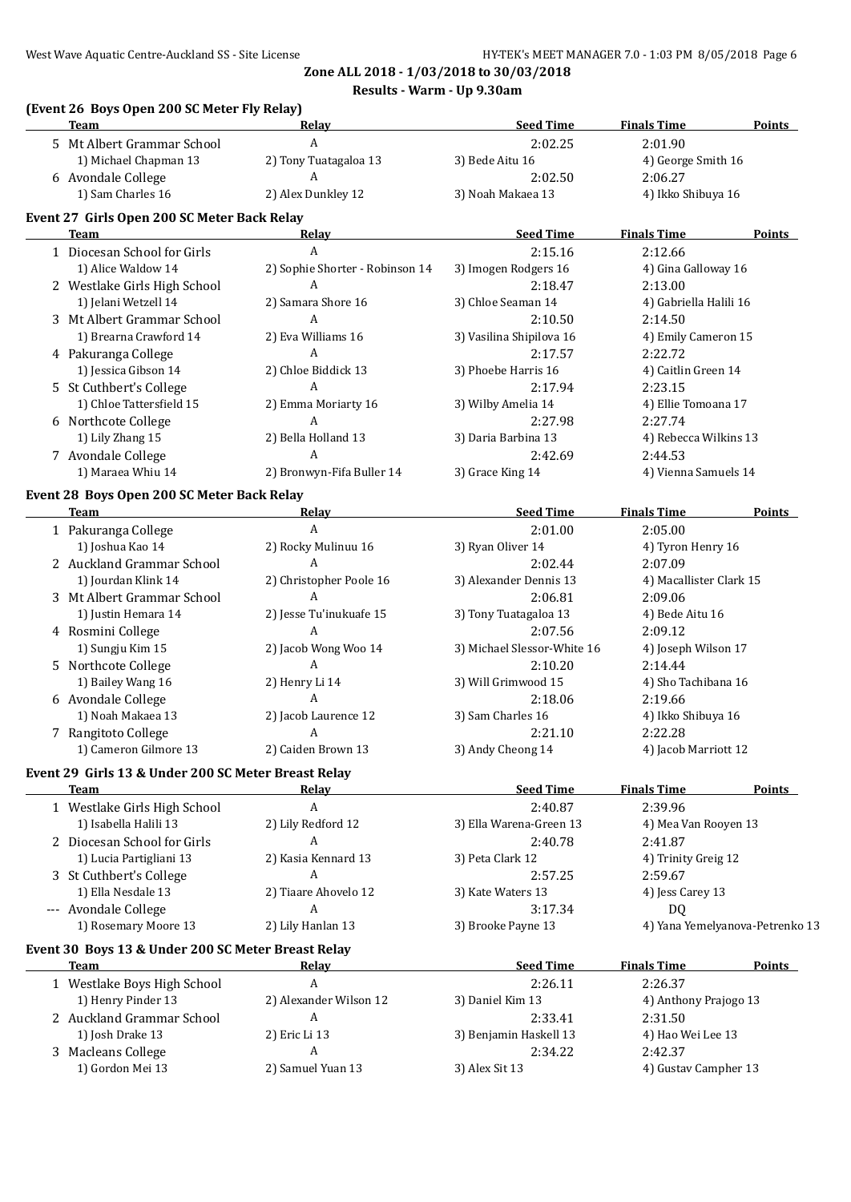**Zone ALL 2018 - 1/03/2018 to 30/03/2018**

**Results - Warm - Up 9.30am**

### (Event 26 Boys Open 200 SC Meter Fly Relay)

| | Team | Relay | Seed Time | Finals Time | Points |
|---|---|---|---|---|---|
| 5 | Mt Albert Grammar School | A | 2:02.25 | 2:01.90 | |
| | 1) Michael Chapman 13 | 2) Tony Tuatagaloa 13 | 3) Bede Aitu 16 | 4) George Smith 16 | |
| 6 | Avondale College | A | 2:02.50 | 2:06.27 | |
| | 1) Sam Charles 16 | 2) Alex Dunkley 12 | 3) Noah Makaea 13 | 4) Ikko Shibuya 16 | |

### Event 27 Girls Open 200 SC Meter Back Relay

| | Team | Relay | Seed Time | Finals Time | Points |
|---|---|---|---|---|---|
| 1 | Diocesan School for Girls | A | 2:15.16 | 2:12.66 | |
| | 1) Alice Waldow 14 | 2) Sophie Shorter - Robinson 14 | 3) Imogen Rodgers 16 | 4) Gina Galloway 16 | |
| 2 | Westlake Girls High School | A | 2:18.47 | 2:13.00 | |
| | 1) Jelani Wetzell 14 | 2) Samara Shore 16 | 3) Chloe Seaman 14 | 4) Gabriella Halili 16 | |
| 3 | Mt Albert Grammar School | A | 2:10.50 | 2:14.50 | |
| | 1) Brearna Crawford 14 | 2) Eva Williams 16 | 3) Vasilina Shipilova 16 | 4) Emily Cameron 15 | |
| 4 | Pakuranga College | A | 2:17.57 | 2:22.72 | |
| | 1) Jessica Gibson 14 | 2) Chloe Biddick 13 | 3) Phoebe Harris 16 | 4) Caitlin Green 14 | |
| 5 | St Cuthbert's College | A | 2:17.94 | 2:23.15 | |
| | 1) Chloe Tattersfield 15 | 2) Emma Moriarty 16 | 3) Wilby Amelia 14 | 4) Ellie Tomoana 17 | |
| 6 | Northcote College | A | 2:27.98 | 2:27.74 | |
| | 1) Lily Zhang 15 | 2) Bella Holland 13 | 3) Daria Barbina 13 | 4) Rebecca Wilkins 13 | |
| 7 | Avondale College | A | 2:42.69 | 2:44.53 | |
| | 1) Maraea Whiu 14 | 2) Bronwyn-Fifa Buller 14 | 3) Grace King 14 | 4) Vienna Samuels 14 | |

### Event 28 Boys Open 200 SC Meter Back Relay

| | Team | Relay | Seed Time | Finals Time | Points |
|---|---|---|---|---|---|
| 1 | Pakuranga College | A | 2:01.00 | 2:05.00 | |
| | 1) Joshua Kao 14 | 2) Rocky Mulinuu 16 | 3) Ryan Oliver 14 | 4) Tyron Henry 16 | |
| 2 | Auckland Grammar School | A | 2:02.44 | 2:07.09 | |
| | 1) Jourdan Klink 14 | 2) Christopher Poole 16 | 3) Alexander Dennis 13 | 4) Macallister Clark 15 | |
| 3 | Mt Albert Grammar School | A | 2:06.81 | 2:09.06 | |
| | 1) Justin Hemara 14 | 2) Jesse Tu'inukuafe 15 | 3) Tony Tuatagaloa 13 | 4) Bede Aitu 16 | |
| 4 | Rosmini College | A | 2:07.56 | 2:09.12 | |
| | 1) Sungju Kim 15 | 2) Jacob Wong Woo 14 | 3) Michael Slessor-White 16 | 4) Joseph Wilson 17 | |
| 5 | Northcote College | A | 2:10.20 | 2:14.44 | |
| | 1) Bailey Wang 16 | 2) Henry Li 14 | 3) Will Grimwood 15 | 4) Sho Tachibana 16 | |
| 6 | Avondale College | A | 2:18.06 | 2:19.66 | |
| | 1) Noah Makaea 13 | 2) Jacob Laurence 12 | 3) Sam Charles 16 | 4) Ikko Shibuya 16 | |
| 7 | Rangitoto College | A | 2:21.10 | 2:22.28 | |
| | 1) Cameron Gilmore 13 | 2) Caiden Brown 13 | 3) Andy Cheong 14 | 4) Jacob Marriott 12 | |

### Event 29 Girls 13 & Under 200 SC Meter Breast Relay

| | Team | Relay | Seed Time | Finals Time | Points |
|---|---|---|---|---|---|
| 1 | Westlake Girls High School | A | 2:40.87 | 2:39.96 | |
| | 1) Isabella Halili 13 | 2) Lily Redford 12 | 3) Ella Warena-Green 13 | 4) Mea Van Rooyen 13 | |
| 2 | Diocesan School for Girls | A | 2:40.78 | 2:41.87 | |
| | 1) Lucia Partigliani 13 | 2) Kasia Kennard 13 | 3) Peta Clark 12 | 4) Trinity Greig 12 | |
| 3 | St Cuthbert's College | A | 2:57.25 | 2:59.67 | |
| | 1) Ella Nesdale 13 | 2) Tiaare Ahovelo 12 | 3) Kate Waters 13 | 4) Jess Carey 13 | |
| --- | Avondale College | A | 3:17.34 | DQ | |
| | 1) Rosemary Moore 13 | 2) Lily Hanlan 13 | 3) Brooke Payne 13 | 4) Yana Yemelyanova-Petrenko 13 | |

### Event 30 Boys 13 & Under 200 SC Meter Breast Relay

| | Team | Relay | Seed Time | Finals Time | Points |
|---|---|---|---|---|---|
| 1 | Westlake Boys High School | A | 2:26.11 | 2:26.37 | |
| | 1) Henry Pinder 13 | 2) Alexander Wilson 12 | 3) Daniel Kim 13 | 4) Anthony Prajogo 13 | |
| 2 | Auckland Grammar School | A | 2:33.41 | 2:31.50 | |
| | 1) Josh Drake 13 | 2) Eric Li 13 | 3) Benjamin Haskell 13 | 4) Hao Wei Lee 13 | |
| 3 | Macleans College | A | 2:34.22 | 2:42.37 | |
| | 1) Gordon Mei 13 | 2) Samuel Yuan 13 | 3) Alex Sit 13 | 4) Gustav Campher 13 | |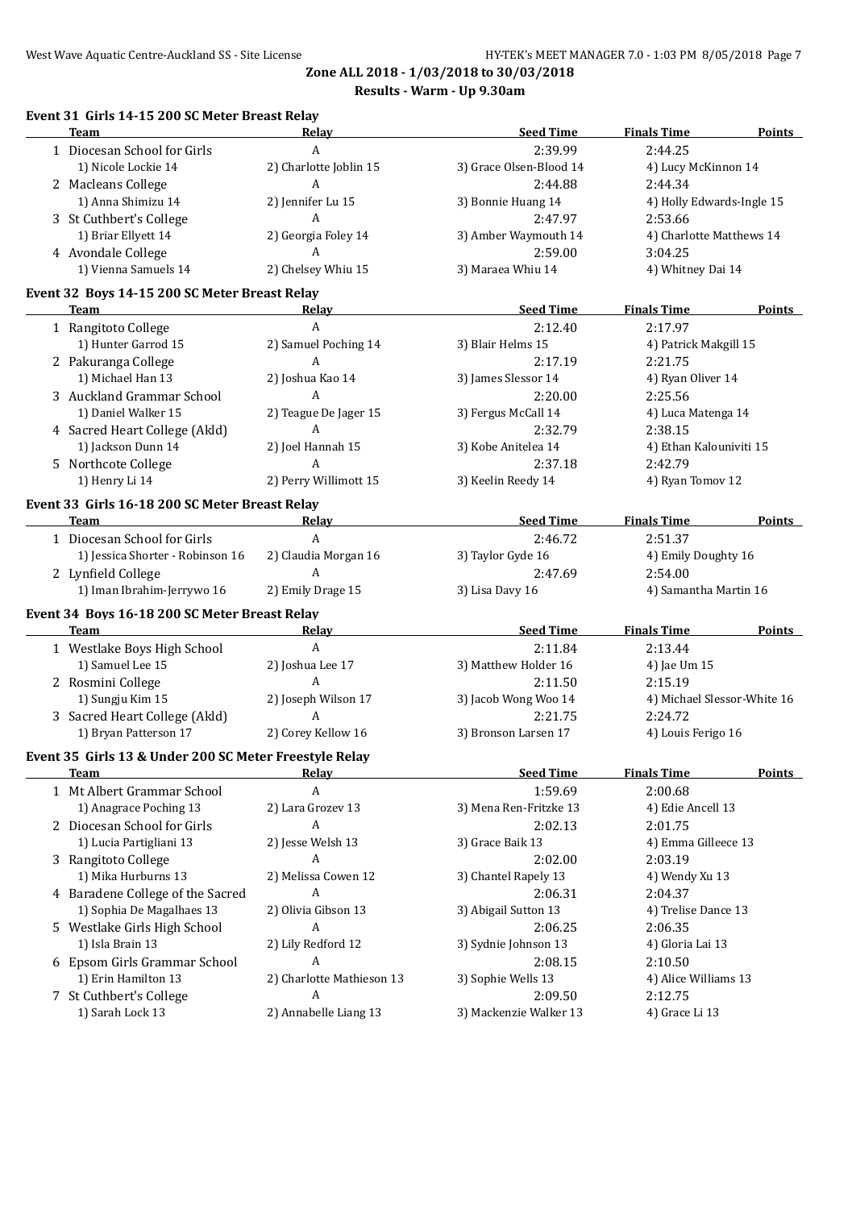**Zone ALL 2018 - 1/03/2018 to 30/03/2018**

**Results - Warm - Up 9.30am**

### Event 31 Girls 14-15 200 SC Meter Breast Relay

| | Team | Relay | Seed Time | Finals Time | Points |
|---|---|---|---|---|---|
| 1 | Diocesan School for Girls | A | 2:39.99 | 2:44.25 | |
| | 1) Nicole Lockie 14 | 2) Charlotte Joblin 15 | 3) Grace Olsen-Blood 14 | 4) Lucy McKinnon 14 | |
| 2 | Macleans College | A | 2:44.88 | 2:44.34 | |
| | 1) Anna Shimizu 14 | 2) Jennifer Lu 15 | 3) Bonnie Huang 14 | 4) Holly Edwards-Ingle 15 | |
| 3 | St Cuthbert's College | A | 2:47.97 | 2:53.66 | |
| | 1) Briar Ellyett 14 | 2) Georgia Foley 14 | 3) Amber Waymouth 14 | 4) Charlotte Matthews 14 | |
| 4 | Avondale College | A | 2:59.00 | 3:04.25 | |
| | 1) Vienna Samuels 14 | 2) Chelsey Whiu 15 | 3) Maraea Whiu 14 | 4) Whitney Dai 14 | |

### Event 32 Boys 14-15 200 SC Meter Breast Relay

| | Team | Relay | Seed Time | Finals Time | Points |
|---|---|---|---|---|---|
| 1 | Rangitoto College | A | 2:12.40 | 2:17.97 | |
| | 1) Hunter Garrod 15 | 2) Samuel Poching 14 | 3) Blair Helms 15 | 4) Patrick Makgill 15 | |
| 2 | Pakuranga College | A | 2:17.19 | 2:21.75 | |
| | 1) Michael Han 13 | 2) Joshua Kao 14 | 3) James Slessor 14 | 4) Ryan Oliver 14 | |
| 3 | Auckland Grammar School | A | 2:20.00 | 2:25.56 | |
| | 1) Daniel Walker 15 | 2) Teague De Jager 15 | 3) Fergus McCall 14 | 4) Luca Matenga 14 | |
| 4 | Sacred Heart College (Akld) | A | 2:32.79 | 2:38.15 | |
| | 1) Jackson Dunn 14 | 2) Joel Hannah 15 | 3) Kobe Anitelea 14 | 4) Ethan Kalouniviti 15 | |
| 5 | Northcote College | A | 2:37.18 | 2:42.79 | |
| | 1) Henry Li 14 | 2) Perry Willimott 15 | 3) Keelin Reedy 14 | 4) Ryan Tomov 12 | |

### Event 33 Girls 16-18 200 SC Meter Breast Relay

| | Team | Relay | Seed Time | Finals Time | Points |
|---|---|---|---|---|---|
| 1 | Diocesan School for Girls | A | 2:46.72 | 2:51.37 | |
| | 1) Jessica Shorter - Robinson 16 | 2) Claudia Morgan 16 | 3) Taylor Gyde 16 | 4) Emily Doughty 16 | |
| 2 | Lynfield College | A | 2:47.69 | 2:54.00 | |
| | 1) Iman Ibrahim-Jerrywo 16 | 2) Emily Drage 15 | 3) Lisa Davy 16 | 4) Samantha Martin 16 | |

### Event 34 Boys 16-18 200 SC Meter Breast Relay

| | Team | Relay | Seed Time | Finals Time | Points |
|---|---|---|---|---|---|
| 1 | Westlake Boys High School | A | 2:11.84 | 2:13.44 | |
| | 1) Samuel Lee 15 | 2) Joshua Lee 17 | 3) Matthew Holder 16 | 4) Jae Um 15 | |
| 2 | Rosmini College | A | 2:11.50 | 2:15.19 | |
| | 1) Sungju Kim 15 | 2) Joseph Wilson 17 | 3) Jacob Wong Woo 14 | 4) Michael Slessor-White 16 | |
| 3 | Sacred Heart College (Akld) | A | 2:21.75 | 2:24.72 | |
| | 1) Bryan Patterson 17 | 2) Corey Kellow 16 | 3) Bronson Larsen 17 | 4) Louis Ferigo 16 | |

### Event 35 Girls 13 & Under 200 SC Meter Freestyle Relay

| | Team | Relay | Seed Time | Finals Time | Points |
|---|---|---|---|---|---|
| 1 | Mt Albert Grammar School | A | 1:59.69 | 2:00.68 | |
| | 1) Anagrace Poching 13 | 2) Lara Grozev 13 | 3) Mena Ren-Fritzke 13 | 4) Edie Ancell 13 | |
| 2 | Diocesan School for Girls | A | 2:02.13 | 2:01.75 | |
| | 1) Lucia Partigliani 13 | 2) Jesse Welsh 13 | 3) Grace Baik 13 | 4) Emma Gilleece 13 | |
| 3 | Rangitoto College | A | 2:02.00 | 2:03.19 | |
| | 1) Mika Hurburns 13 | 2) Melissa Cowen 12 | 3) Chantel Rapely 13 | 4) Wendy Xu 13 | |
| 4 | Baradene College of the Sacred | A | 2:06.31 | 2:04.37 | |
| | 1) Sophia De Magalhaes 13 | 2) Olivia Gibson 13 | 3) Abigail Sutton 13 | 4) Trelise Dance 13 | |
| 5 | Westlake Girls High School | A | 2:06.25 | 2:06.35 | |
| | 1) Isla Brain 13 | 2) Lily Redford 12 | 3) Sydnie Johnson 13 | 4) Gloria Lai 13 | |
| 6 | Epsom Girls Grammar School | A | 2:08.15 | 2:10.50 | |
| | 1) Erin Hamilton 13 | 2) Charlotte Mathieson 13 | 3) Sophie Wells 13 | 4) Alice Williams 13 | |
| 7 | St Cuthbert's College | A | 2:09.50 | 2:12.75 | |
| | 1) Sarah Lock 13 | 2) Annabelle Liang 13 | 3) Mackenzie Walker 13 | 4) Grace Li 13 | |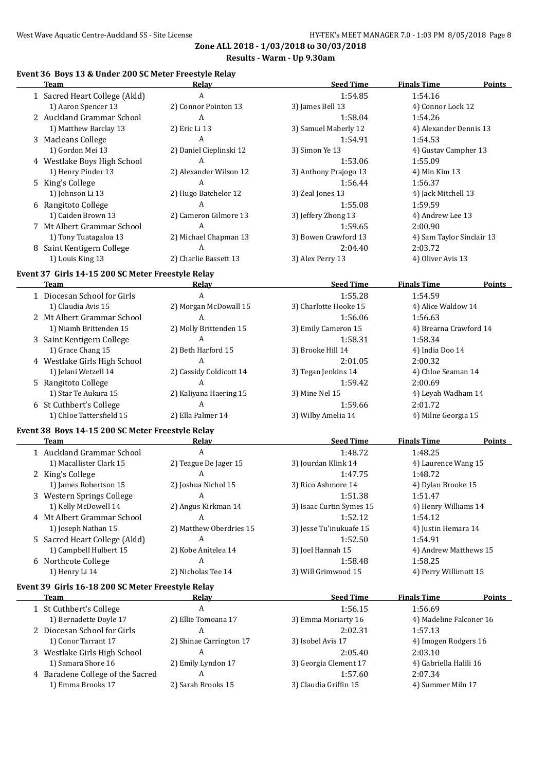## Zone ALL 2018 - 1/03/2018 to 30/03/2018

### Results - Warm - Up 9.30am

#### Event 36 Boys 13 & Under 200 SC Meter Freestyle Relay

| | Team | Relay | Seed Time | Finals Time | Points |
|---|---|---|---|---|---|
| 1 | Sacred Heart College (Akld) | A | 1:54.85 | 1:54.16 | |
| | 1) Aaron Spencer 13 | 2) Connor Pointon 13 | 3) James Bell 13 | 4) Connor Lock 12 | |
| 2 | Auckland Grammar School | A | 1:58.04 | 1:54.26 | |
| | 1) Matthew Barclay 13 | 2) Eric Li 13 | 3) Samuel Maberly 12 | 4) Alexander Dennis 13 | |
| 3 | Macleans College | A | 1:54.91 | 1:54.53 | |
| | 1) Gordon Mei 13 | 2) Daniel Cieplinski 12 | 3) Simon Ye 13 | 4) Gustav Campher 13 | |
| 4 | Westlake Boys High School | A | 1:53.06 | 1:55.09 | |
| | 1) Henry Pinder 13 | 2) Alexander Wilson 12 | 3) Anthony Prajogo 13 | 4) Min Kim 13 | |
| 5 | King's College | A | 1:56.44 | 1:56.37 | |
| | 1) Johnson Li 13 | 2) Hugo Batchelor 12 | 3) Zeal Jones 13 | 4) Jack Mitchell 13 | |
| 6 | Rangitoto College | A | 1:55.08 | 1:59.59 | |
| | 1) Caiden Brown 13 | 2) Cameron Gilmore 13 | 3) Jeffery Zhong 13 | 4) Andrew Lee 13 | |
| 7 | Mt Albert Grammar School | A | 1:59.65 | 2:00.90 | |
| | 1) Tony Tuatagaloa 13 | 2) Michael Chapman 13 | 3) Bowen Crawford 13 | 4) Sam Taylor Sinclair 13 | |
| 8 | Saint Kentigern College | A | 2:04.40 | 2:03.72 | |
| | 1) Louis King 13 | 2) Charlie Bassett 13 | 3) Alex Perry 13 | 4) Oliver Avis 13 | |

#### Event 37 Girls 14-15 200 SC Meter Freestyle Relay

| | Team | Relay | Seed Time | Finals Time | Points |
|---|---|---|---|---|---|
| 1 | Diocesan School for Girls | A | 1:55.28 | 1:54.59 | |
| | 1) Claudia Avis 15 | 2) Morgan McDowall 15 | 3) Charlotte Hooke 15 | 4) Alice Waldow 14 | |
| 2 | Mt Albert Grammar School | A | 1:56.06 | 1:56.63 | |
| | 1) Niamh Brittenden 15 | 2) Molly Brittenden 15 | 3) Emily Cameron 15 | 4) Brearna Crawford 14 | |
| 3 | Saint Kentigern College | A | 1:58.31 | 1:58.34 | |
| | 1) Grace Chang 15 | 2) Beth Harford 15 | 3) Brooke Hill 14 | 4) India Doo 14 | |
| 4 | Westlake Girls High School | A | 2:01.05 | 2:00.32 | |
| | 1) Jelani Wetzell 14 | 2) Cassidy Coldicott 14 | 3) Tegan Jenkins 14 | 4) Chloe Seaman 14 | |
| 5 | Rangitoto College | A | 1:59.42 | 2:00.69 | |
| | 1) Star Te Aukura 15 | 2) Kaliyana Haering 15 | 3) Mine Nel 15 | 4) Leyah Wadham 14 | |
| 6 | St Cuthbert's College | A | 1:59.66 | 2:01.72 | |
| | 1) Chloe Tattersfield 15 | 2) Ella Palmer 14 | 3) Wilby Amelia 14 | 4) Milne Georgia 15 | |

#### Event 38 Boys 14-15 200 SC Meter Freestyle Relay

| | Team | Relay | Seed Time | Finals Time | Points |
|---|---|---|---|---|---|
| 1 | Auckland Grammar School | A | 1:48.72 | 1:48.25 | |
| | 1) Macallister Clark 15 | 2) Teague De Jager 15 | 3) Jourdan Klink 14 | 4) Laurence Wang 15 | |
| 2 | King's College | A | 1:47.75 | 1:48.72 | |
| | 1) James Robertson 15 | 2) Joshua Nichol 15 | 3) Rico Ashmore 14 | 4) Dylan Brooke 15 | |
| 3 | Western Springs College | A | 1:51.38 | 1:51.47 | |
| | 1) Kelly McDowell 14 | 2) Angus Kirkman 14 | 3) Isaac Curtin Symes 15 | 4) Henry Williams 14 | |
| 4 | Mt Albert Grammar School | A | 1:52.12 | 1:54.12 | |
| | 1) Joseph Nathan 15 | 2) Matthew Oberdries 15 | 3) Jesse Tu'inukuafe 15 | 4) Justin Hemara 14 | |
| 5 | Sacred Heart College (Akld) | A | 1:52.50 | 1:54.91 | |
| | 1) Campbell Hulbert 15 | 2) Kobe Anitelea 14 | 3) Joel Hannah 15 | 4) Andrew Matthews 15 | |
| 6 | Northcote College | A | 1:58.48 | 1:58.25 | |
| | 1) Henry Li 14 | 2) Nicholas Tee 14 | 3) Will Grimwood 15 | 4) Perry Willimott 15 | |

#### Event 39 Girls 16-18 200 SC Meter Freestyle Relay

| | Team | Relay | Seed Time | Finals Time | Points |
|---|---|---|---|---|---|
| 1 | St Cuthbert's College | A | 1:56.15 | 1:56.69 | |
| | 1) Bernadette Doyle 17 | 2) Ellie Tomoana 17 | 3) Emma Moriarty 16 | 4) Madeline Falconer 16 | |
| 2 | Diocesan School for Girls | A | 2:02.31 | 1:57.13 | |
| | 1) Conor Tarrant 17 | 2) Shinae Carrington 17 | 3) Isobel Avis 17 | 4) Imogen Rodgers 16 | |
| 3 | Westlake Girls High School | A | 2:05.40 | 2:03.10 | |
| | 1) Samara Shore 16 | 2) Emily Lyndon 17 | 3) Georgia Clement 17 | 4) Gabriella Halili 16 | |
| 4 | Baradene College of the Sacred | A | 1:57.60 | 2:07.34 | |
| | 1) Emma Brooks 17 | 2) Sarah Brooks 15 | 3) Claudia Griffin 15 | 4) Summer Miln 17 | |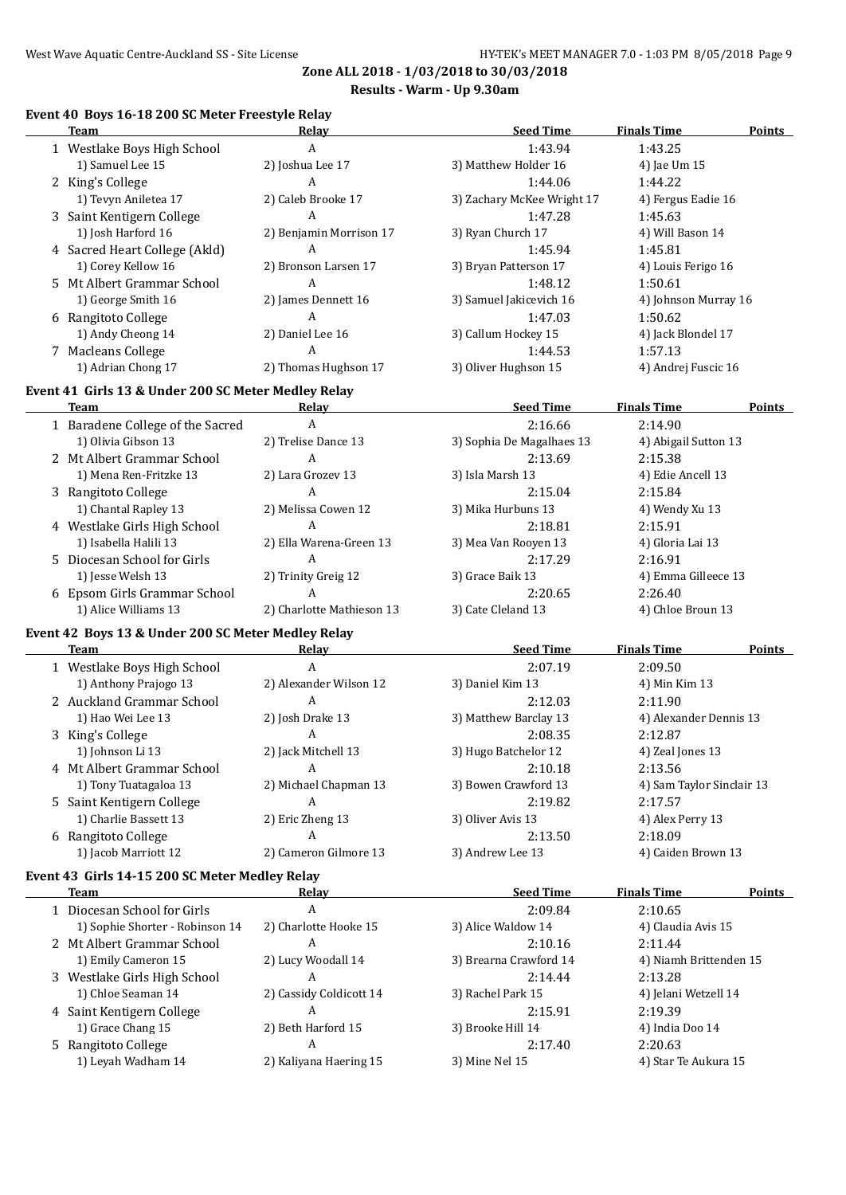**Zone ALL 2018 - 1/03/2018 to 30/03/2018**

**Results - Warm - Up 9.30am**

### Event 40 Boys 16-18 200 SC Meter Freestyle Relay

| | Team | Relay | Seed Time | Finals Time | Points |
|---|---|---|---|---|---|
| 1 | Westlake Boys High School | A | 1:43.94 | 1:43.25 | |
| | 1) Samuel Lee 15 | 2) Joshua Lee 17 | 3) Matthew Holder 16 | 4) Jae Um 15 | |
| 2 | King's College | A | 1:44.06 | 1:44.22 | |
| | 1) Tevyn Aniletea 17 | 2) Caleb Brooke 17 | 3) Zachary McKee Wright 17 | 4) Fergus Eadie 16 | |
| 3 | Saint Kentigern College | A | 1:47.28 | 1:45.63 | |
| | 1) Josh Harford 16 | 2) Benjamin Morrison 17 | 3) Ryan Church 17 | 4) Will Bason 14 | |
| 4 | Sacred Heart College (Akld) | A | 1:45.94 | 1:45.81 | |
| | 1) Corey Kellow 16 | 2) Bronson Larsen 17 | 3) Bryan Patterson 17 | 4) Louis Ferigo 16 | |
| 5 | Mt Albert Grammar School | A | 1:48.12 | 1:50.61 | |
| | 1) George Smith 16 | 2) James Dennett 16 | 3) Samuel Jakicevich 16 | 4) Johnson Murray 16 | |
| 6 | Rangitoto College | A | 1:47.03 | 1:50.62 | |
| | 1) Andy Cheong 14 | 2) Daniel Lee 16 | 3) Callum Hockey 15 | 4) Jack Blondel 17 | |
| 7 | Macleans College | A | 1:44.53 | 1:57.13 | |
| | 1) Adrian Chong 17 | 2) Thomas Hughson 17 | 3) Oliver Hughson 15 | 4) Andrej Fuscic 16 | |

### Event 41 Girls 13 & Under 200 SC Meter Medley Relay

| | Team | Relay | Seed Time | Finals Time | Points |
|---|---|---|---|---|---|
| 1 | Baradene College of the Sacred | A | 2:16.66 | 2:14.90 | |
| | 1) Olivia Gibson 13 | 2) Trelise Dance 13 | 3) Sophia De Magalhaes 13 | 4) Abigail Sutton 13 | |
| 2 | Mt Albert Grammar School | A | 2:13.69 | 2:15.38 | |
| | 1) Mena Ren-Fritzke 13 | 2) Lara Grozev 13 | 3) Isla Marsh 13 | 4) Edie Ancell 13 | |
| 3 | Rangitoto College | A | 2:15.04 | 2:15.84 | |
| | 1) Chantal Rapley 13 | 2) Melissa Cowen 12 | 3) Mika Hurbuns 13 | 4) Wendy Xu 13 | |
| 4 | Westlake Girls High School | A | 2:18.81 | 2:15.91 | |
| | 1) Isabella Halili 13 | 2) Ella Warena-Green 13 | 3) Mea Van Rooyen 13 | 4) Gloria Lai 13 | |
| 5 | Diocesan School for Girls | A | 2:17.29 | 2:16.91 | |
| | 1) Jesse Welsh 13 | 2) Trinity Greig 12 | 3) Grace Baik 13 | 4) Emma Gilleece 13 | |
| 6 | Epsom Girls Grammar School | A | 2:20.65 | 2:26.40 | |
| | 1) Alice Williams 13 | 2) Charlotte Mathieson 13 | 3) Cate Cleland 13 | 4) Chloe Broun 13 | |

### Event 42 Boys 13 & Under 200 SC Meter Medley Relay

| | Team | Relay | Seed Time | Finals Time | Points |
|---|---|---|---|---|---|
| 1 | Westlake Boys High School | A | 2:07.19 | 2:09.50 | |
| | 1) Anthony Prajogo 13 | 2) Alexander Wilson 12 | 3) Daniel Kim 13 | 4) Min Kim 13 | |
| 2 | Auckland Grammar School | A | 2:12.03 | 2:11.90 | |
| | 1) Hao Wei Lee 13 | 2) Josh Drake 13 | 3) Matthew Barclay 13 | 4) Alexander Dennis 13 | |
| 3 | King's College | A | 2:08.35 | 2:12.87 | |
| | 1) Johnson Li 13 | 2) Jack Mitchell 13 | 3) Hugo Batchelor 12 | 4) Zeal Jones 13 | |
| 4 | Mt Albert Grammar School | A | 2:10.18 | 2:13.56 | |
| | 1) Tony Tuatagaloa 13 | 2) Michael Chapman 13 | 3) Bowen Crawford 13 | 4) Sam Taylor Sinclair 13 | |
| 5 | Saint Kentigern College | A | 2:19.82 | 2:17.57 | |
| | 1) Charlie Bassett 13 | 2) Eric Zheng 13 | 3) Oliver Avis 13 | 4) Alex Perry 13 | |
| 6 | Rangitoto College | A | 2:13.50 | 2:18.09 | |
| | 1) Jacob Marriott 12 | 2) Cameron Gilmore 13 | 3) Andrew Lee 13 | 4) Caiden Brown 13 | |

### Event 43 Girls 14-15 200 SC Meter Medley Relay

| | Team | Relay | Seed Time | Finals Time | Points |
|---|---|---|---|---|---|
| 1 | Diocesan School for Girls | A | 2:09.84 | 2:10.65 | |
| | 1) Sophie Shorter - Robinson 14 | 2) Charlotte Hooke 15 | 3) Alice Waldow 14 | 4) Claudia Avis 15 | |
| 2 | Mt Albert Grammar School | A | 2:10.16 | 2:11.44 | |
| | 1) Emily Cameron 15 | 2) Lucy Woodall 14 | 3) Brearna Crawford 14 | 4) Niamh Brittenden 15 | |
| 3 | Westlake Girls High School | A | 2:14.44 | 2:13.28 | |
| | 1) Chloe Seaman 14 | 2) Cassidy Coldicott 14 | 3) Rachel Park 15 | 4) Jelani Wetzell 14 | |
| 4 | Saint Kentigern College | A | 2:15.91 | 2:19.39 | |
| | 1) Grace Chang 15 | 2) Beth Harford 15 | 3) Brooke Hill 14 | 4) India Doo 14 | |
| 5 | Rangitoto College | A | 2:17.40 | 2:20.63 | |
| | 1) Leyah Wadham 14 | 2) Kaliyana Haering 15 | 3) Mine Nel 15 | 4) Star Te Aukura 15 | |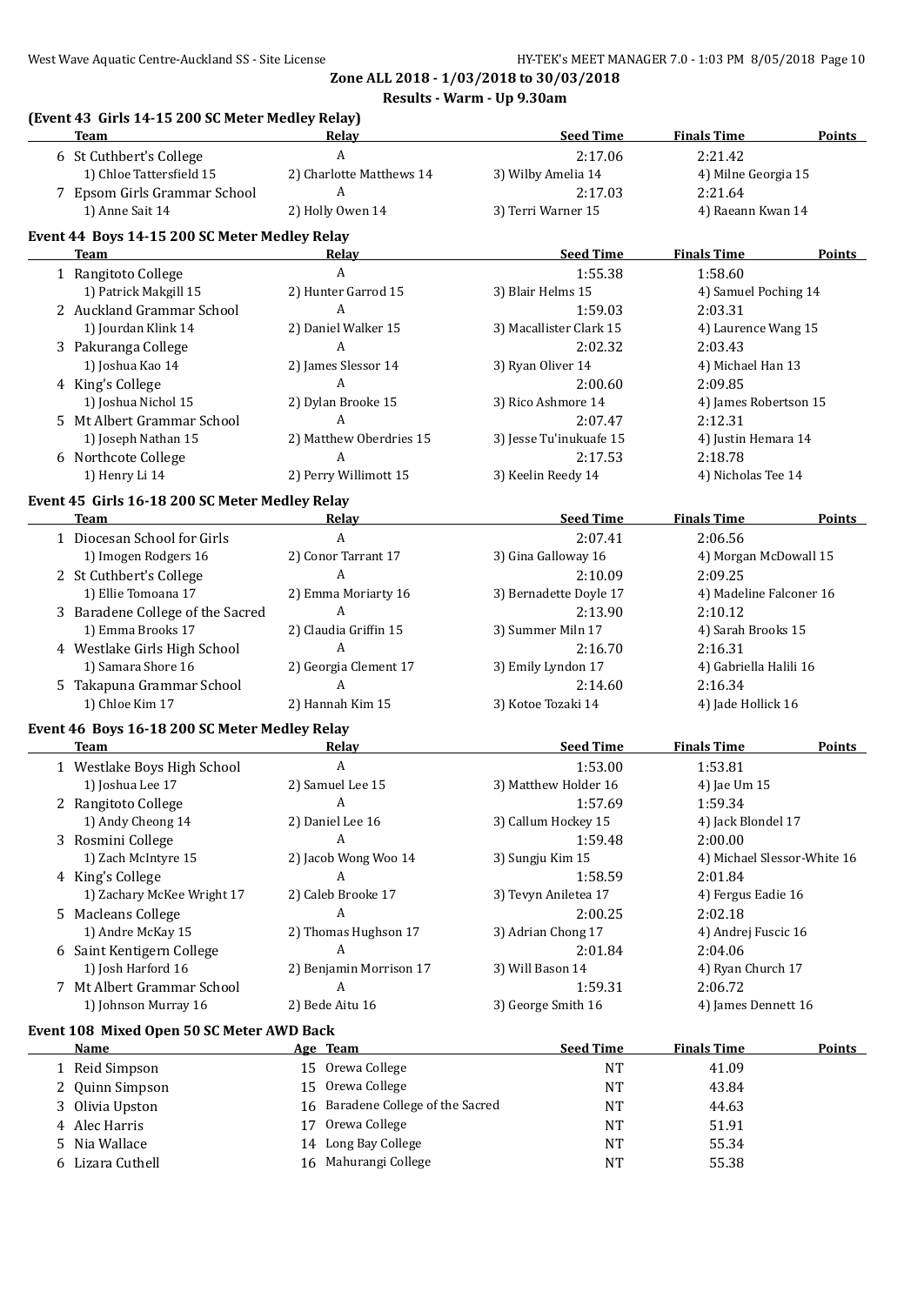**Zone ALL 2018 - 1/03/2018 to 30/03/2018**

**Results - Warm - Up 9.30am**

### (Event 43 Girls 14-15 200 SC Meter Medley Relay)

| | Team | Relay | Seed Time | Finals Time | Points |
|---|---|---|---|---|---|
| 6 | St Cuthbert's College | A | 2:17.06 | 2:21.42 | |
| | 1) Chloe Tattersfield 15 | 2) Charlotte Matthews 14 | 3) Wilby Amelia 14 | 4) Milne Georgia 15 | |
| 7 | Epsom Girls Grammar School | A | 2:17.03 | 2:21.64 | |
| | 1) Anne Sait 14 | 2) Holly Owen 14 | 3) Terri Warner 15 | 4) Raeann Kwan 14 | |

### Event 44 Boys 14-15 200 SC Meter Medley Relay

| | Team | Relay | Seed Time | Finals Time | Points |
|---|---|---|---|---|---|
| 1 | Rangitoto College | A | 1:55.38 | 1:58.60 | |
| | 1) Patrick Makgill 15 | 2) Hunter Garrod 15 | 3) Blair Helms 15 | 4) Samuel Poching 14 | |
| 2 | Auckland Grammar School | A | 1:59.03 | 2:03.31 | |
| | 1) Jourdan Klink 14 | 2) Daniel Walker 15 | 3) Macallister Clark 15 | 4) Laurence Wang 15 | |
| 3 | Pakuranga College | A | 2:02.32 | 2:03.43 | |
| | 1) Joshua Kao 14 | 2) James Slessor 14 | 3) Ryan Oliver 14 | 4) Michael Han 13 | |
| 4 | King's College | A | 2:00.60 | 2:09.85 | |
| | 1) Joshua Nichol 15 | 2) Dylan Brooke 15 | 3) Rico Ashmore 14 | 4) James Robertson 15 | |
| 5 | Mt Albert Grammar School | A | 2:07.47 | 2:12.31 | |
| | 1) Joseph Nathan 15 | 2) Matthew Oberdries 15 | 3) Jesse Tu'inukuafe 15 | 4) Justin Hemara 14 | |
| 6 | Northcote College | A | 2:17.53 | 2:18.78 | |
| | 1) Henry Li 14 | 2) Perry Willimott 15 | 3) Keelin Reedy 14 | 4) Nicholas Tee 14 | |

### Event 45 Girls 16-18 200 SC Meter Medley Relay

| | Team | Relay | Seed Time | Finals Time | Points |
|---|---|---|---|---|---|
| 1 | Diocesan School for Girls | A | 2:07.41 | 2:06.56 | |
| | 1) Imogen Rodgers 16 | 2) Conor Tarrant 17 | 3) Gina Galloway 16 | 4) Morgan McDowall 15 | |
| 2 | St Cuthbert's College | A | 2:10.09 | 2:09.25 | |
| | 1) Ellie Tomoana 17 | 2) Emma Moriarty 16 | 3) Bernadette Doyle 17 | 4) Madeline Falconer 16 | |
| 3 | Baradene College of the Sacred | A | 2:13.90 | 2:10.12 | |
| | 1) Emma Brooks 17 | 2) Claudia Griffin 15 | 3) Summer Miln 17 | 4) Sarah Brooks 15 | |
| 4 | Westlake Girls High School | A | 2:16.70 | 2:16.31 | |
| | 1) Samara Shore 16 | 2) Georgia Clement 17 | 3) Emily Lyndon 17 | 4) Gabriella Halili 16 | |
| 5 | Takapuna Grammar School | A | 2:14.60 | 2:16.34 | |
| | 1) Chloe Kim 17 | 2) Hannah Kim 15 | 3) Kotoe Tozaki 14 | 4) Jade Hollick 16 | |

### Event 46 Boys 16-18 200 SC Meter Medley Relay

| | Team | Relay | Seed Time | Finals Time | Points |
|---|---|---|---|---|---|
| 1 | Westlake Boys High School | A | 1:53.00 | 1:53.81 | |
| | 1) Joshua Lee 17 | 2) Samuel Lee 15 | 3) Matthew Holder 16 | 4) Jae Um 15 | |
| 2 | Rangitoto College | A | 1:57.69 | 1:59.34 | |
| | 1) Andy Cheong 14 | 2) Daniel Lee 16 | 3) Callum Hockey 15 | 4) Jack Blondel 17 | |
| 3 | Rosmini College | A | 1:59.48 | 2:00.00 | |
| | 1) Zach McIntyre 15 | 2) Jacob Wong Woo 14 | 3) Sungju Kim 15 | 4) Michael Slessor-White 16 | |
| 4 | King's College | A | 1:58.59 | 2:01.84 | |
| | 1) Zachary McKee Wright 17 | 2) Caleb Brooke 17 | 3) Tevyn Aniletea 17 | 4) Fergus Eadie 16 | |
| 5 | Macleans College | A | 2:00.25 | 2:02.18 | |
| | 1) Andre McKay 15 | 2) Thomas Hughson 17 | 3) Adrian Chong 17 | 4) Andrej Fuscic 16 | |
| 6 | Saint Kentigern College | A | 2:01.84 | 2:04.06 | |
| | 1) Josh Harford 16 | 2) Benjamin Morrison 17 | 3) Will Bason 14 | 4) Ryan Church 17 | |
| 7 | Mt Albert Grammar School | A | 1:59.31 | 2:06.72 | |
| | 1) Johnson Murray 16 | 2) Bede Aitu 16 | 3) George Smith 16 | 4) James Dennett 16 | |

### Event 108 Mixed Open 50 SC Meter AWD Back

| | Name | Age | Team | Seed Time | Finals Time | Points |
|---|---|---|---|---|---|---|
| 1 | Reid Simpson | 15 | Orewa College | NT | 41.09 | |
| 2 | Quinn Simpson | 15 | Orewa College | NT | 43.84 | |
| 3 | Olivia Upston | 16 | Baradene College of the Sacred | NT | 44.63 | |
| 4 | Alec Harris | 17 | Orewa College | NT | 51.91 | |
| 5 | Nia Wallace | 14 | Long Bay College | NT | 55.34 | |
| 6 | Lizara Cuthell | 16 | Mahurangi College | NT | 55.38 | |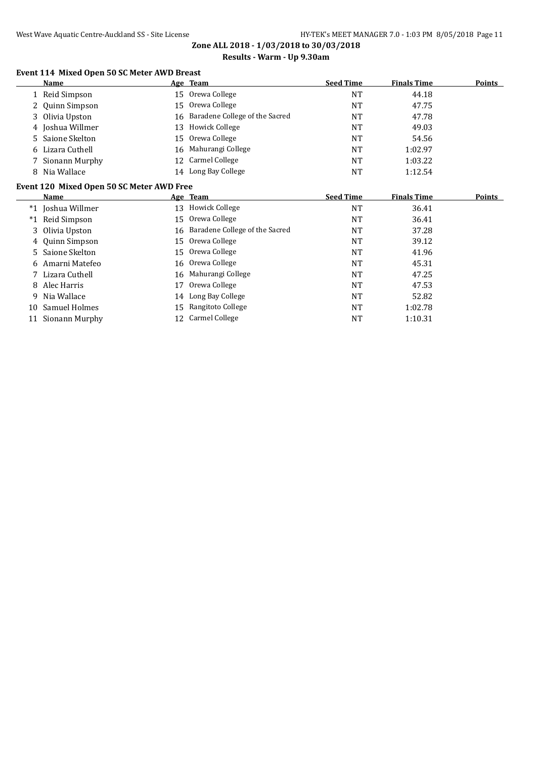**Zone ALL 2018 - 1/03/2018 to 30/03/2018**

**Results - Warm - Up 9.30am**

### Event 114 Mixed Open 50 SC Meter AWD Breast

| | Name | Age | Team | Seed Time | Finals Time | Points |
|---|---|---|---|---|---|---|
| 1 | Reid Simpson | 15 | Orewa College | NT | 44.18 | |
| 2 | Quinn Simpson | 15 | Orewa College | NT | 47.75 | |
| 3 | Olivia Upston | 16 | Baradene College of the Sacred | NT | 47.78 | |
| 4 | Joshua Willmer | 13 | Howick College | NT | 49.03 | |
| 5 | Saione Skelton | 15 | Orewa College | NT | 54.56 | |
| 6 | Lizara Cuthell | 16 | Mahurangi College | NT | 1:02.97 | |
| 7 | Sionann Murphy | 12 | Carmel College | NT | 1:03.22 | |
| 8 | Nia Wallace | 14 | Long Bay College | NT | 1:12.54 | |

### Event 120 Mixed Open 50 SC Meter AWD Free

| | Name | Age | Team | Seed Time | Finals Time | Points |
|---|---|---|---|---|---|---|
| *1 | Joshua Willmer | 13 | Howick College | NT | 36.41 | |
| *1 | Reid Simpson | 15 | Orewa College | NT | 36.41 | |
| 3 | Olivia Upston | 16 | Baradene College of the Sacred | NT | 37.28 | |
| 4 | Quinn Simpson | 15 | Orewa College | NT | 39.12 | |
| 5 | Saione Skelton | 15 | Orewa College | NT | 41.96 | |
| 6 | Amarni Matefeo | 16 | Orewa College | NT | 45.31 | |
| 7 | Lizara Cuthell | 16 | Mahurangi College | NT | 47.25 | |
| 8 | Alec Harris | 17 | Orewa College | NT | 47.53 | |
| 9 | Nia Wallace | 14 | Long Bay College | NT | 52.82 | |
| 10 | Samuel Holmes | 15 | Rangitoto College | NT | 1:02.78 | |
| 11 | Sionann Murphy | 12 | Carmel College | NT | 1:10.31 | |